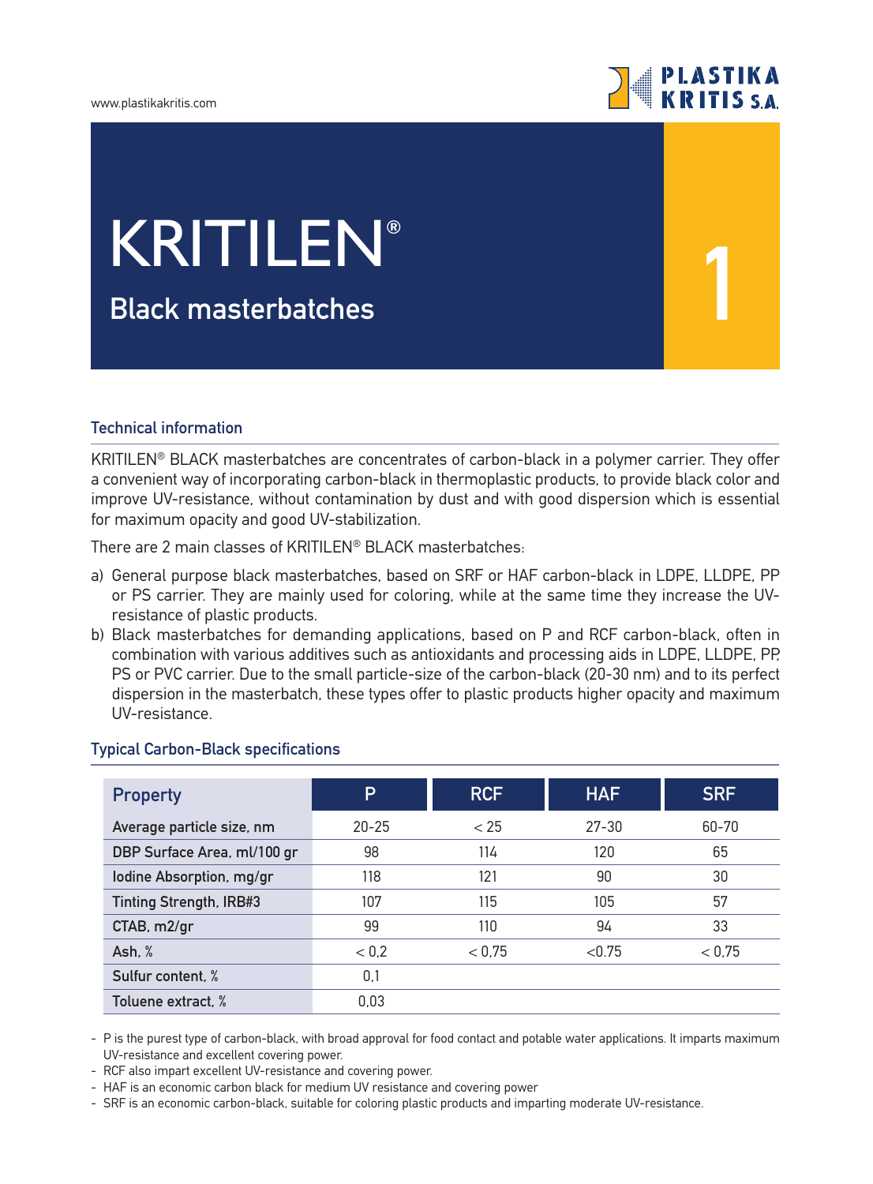# KRITILEN®

## Black masterbatches

### Technical information

KRITILEN® BLACK masterbatches are concentrates of carbon-black in a polymer carrier. They offer a convenient way of incorporating carbon-black in thermoplastic products, to provide black color and improve UV-resistance, without contamination by dust and with good dispersion which is essential for maximum opacity and good UV-stabilization.

There are 2 main classes of KRITILEN® BLACK masterbatches:

a) General purpose black masterbatches, based on SRF or HAF carbon-black in LDPE, LLDPE, PP or PS carrier. They are mainly used for coloring, while at the same time they increase the UV-resistance of plastic products.
b) Black masterbatches for demanding applications, based on P and RCF carbon-black, often in combination with various additives such as antioxidants and processing aids in LDPE, LLDPE, PP, PS or PVC carrier. Due to the small particle-size of the carbon-black (20-30 nm) and to its perfect dispersion in the masterbatch, these types offer to plastic products higher opacity and maximum UV-resistance.

### Typical Carbon-Black specifications

| Property | P | RCF | HAF | SRF |
|---|---|---|---|---|
| Average particle size, nm | 20-25 | < 25 | 27-30 | 60-70 |
| DBP Surface Area, ml/100 gr | 98 | 114 | 120 | 65 |
| Iodine Absorption, mg/gr | 118 | 121 | 90 | 30 |
| Tinting Strength, IRB#3 | 107 | 115 | 105 | 57 |
| CTAB, m2/gr | 99 | 110 | 94 | 33 |
| Ash, % | < 0,2 | < 0,75 | <0.75 | < 0,75 |
| Sulfur content, % | 0,1 | | | |
| Toluene extract, % | 0,03 | | | |

- P is the purest type of carbon-black, with broad approval for food contact and potable water applications. It imparts maximum UV-resistance and excellent covering power.
- RCF also impart excellent UV-resistance and covering power.
- HAF is an economic carbon black for medium UV resistance and covering power
- SRF is an economic carbon-black, suitable for coloring plastic products and imparting moderate UV-resistance.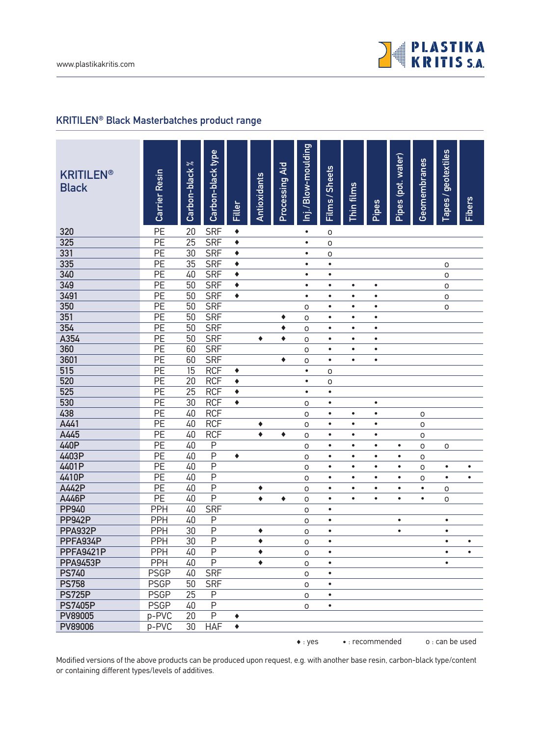## KRITILEN® Black Masterbatches product range

| KRITILEN® Black | Carrier Resin | Carbon-black % | Carbon-black type | Filler | Antioxidants | Processing Aid | Inj./Blow-moulding | Films / Sheets | Thin films | Pipes | Pipes (pot. water) | Geomembranes | Tapes / geotextiles | Fibers |
|---|---|---|---|---|---|---|---|---|---|---|---|---|---|---|
| 320 | PE | 20 | SRF | ♦ | | | • | o | | | | | | |
| 325 | PE | 25 | SRF | ♦ | | | • | o | | | | | | |
| 331 | PE | 30 | SRF | ♦ | | | • | o | | | | | | |
| 335 | PE | 35 | SRF | ♦ | | | • | • | | | | | o | |
| 340 | PE | 40 | SRF | ♦ | | | • | • | | | | | o | |
| 349 | PE | 50 | SRF | ♦ | | | • | • | • | • | | | o | |
| 3491 | PE | 50 | SRF | ♦ | | | • | • | • | • | | | o | |
| 350 | PE | 50 | SRF | | | | o | • | • | • | | | o | |
| 351 | PE | 50 | SRF | | | ♦ | o | • | • | • | | | | |
| 354 | PE | 50 | SRF | | | ♦ | o | • | • | • | | | | |
| A354 | PE | 50 | SRF | | ♦ | ♦ | o | • | • | • | | | | |
| 360 | PE | 60 | SRF | | | | o | • | • | • | | | | |
| 3601 | PE | 60 | SRF | | | ♦ | o | • | • | • | | | | |
| 515 | PE | 15 | RCF | ♦ | | | • | o | | | | | | |
| 520 | PE | 20 | RCF | ♦ | | | • | o | | | | | | |
| 525 | PE | 25 | RCF | ♦ | | | • | • | | | | | | |
| 530 | PE | 30 | RCF | ♦ | | | o | • | | • | | | | |
| 438 | PE | 40 | RCF | | | | o | • | • | • | | o | | |
| A441 | PE | 40 | RCF | | ♦ | | o | • | • | • | | o | | |
| A445 | PE | 40 | RCF | | ♦ | ♦ | o | • | • | • | | o | | |
| 440P | PE | 40 | P | | | | o | • | • | • | • | o | o | |
| 4403P | PE | 40 | P | ♦ | | | o | • | • | • | • | o | | |
| 4401P | PE | 40 | P | | | | o | • | • | • | • | o | • | • |
| 4410P | PE | 40 | P | | | | o | • | • | • | • | o | • | • |
| A442P | PE | 40 | P | | ♦ | | o | • | • | • | • | • | o | |
| A446P | PE | 40 | P | | ♦ | ♦ | o | • | • | • | • | • | o | |
| PP940 | PPH | 40 | SRF | | | | o | • | | | | | | |
| PP942P | PPH | 40 | P | | | | o | • | | | • | | • | |
| PPA932P | PPH | 30 | P | | ♦ | | o | • | | | • | | • | |
| PPFA934P | PPH | 30 | P | | ♦ | | o | • | | | | | • | • |
| PPFA9421P | PPH | 40 | P | | ♦ | | o | • | | | | | • | • |
| PPA9453P | PPH | 40 | P | | ♦ | | o | • | | | | | • | |
| PS740 | PSGP | 40 | SRF | | | | o | • | | | | | | |
| PS758 | PSGP | 50 | SRF | | | | o | • | | | | | | |
| PS725P | PSGP | 25 | P | | | | o | • | | | | | | |
| PS7405P | PSGP | 40 | P | | | | o | • | | | | | | |
| PV89005 | p-PVC | 20 | P | ♦ | | | | | | | | | | |
| PV89006 | p-PVC | 30 | HAF | ♦ | | | | | | | | | | |

♦ : yes • : recommended o : can be used

Modified versions of the above products can be produced upon request, e.g. with another base resin, carbon-black type/content or containing different types/levels of additives.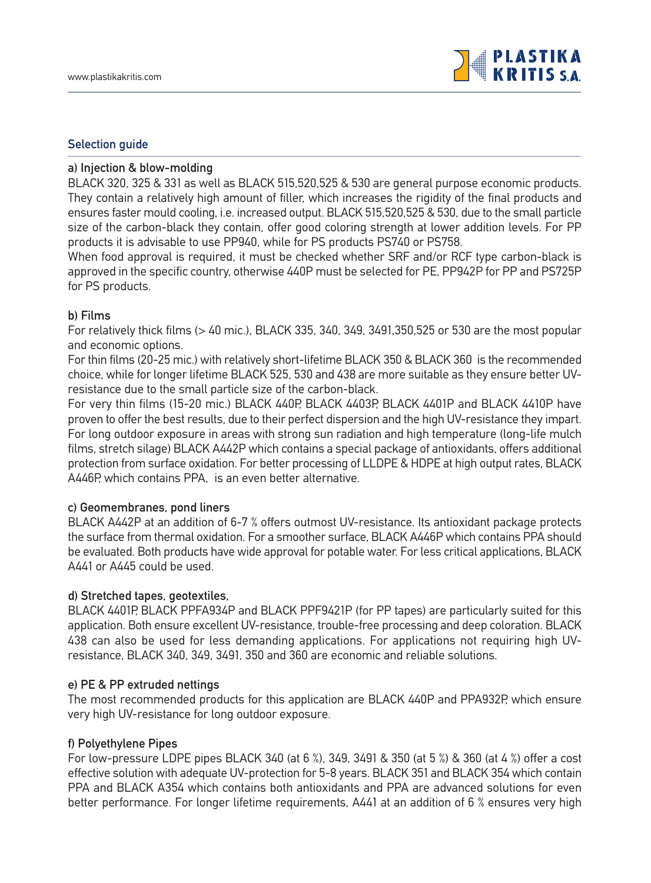## Selection guide

### a) Injection & blow-molding

BLACK 320, 325 & 331 as well as BLACK 515,520,525 & 530 are general purpose economic products. They contain a relatively high amount of filler, which increases the rigidity of the final products and ensures faster mould cooling, i.e. increased output. BLACK 515,520,525 & 530, due to the small particle size of the carbon-black they contain, offer good coloring strength at lower addition levels. For PP products it is advisable to use PP940, while for PS products PS740 or PS758.

When food approval is required, it must be checked whether SRF and/or RCF type carbon-black is approved in the specific country, otherwise 440P must be selected for PE, PP942P for PP and PS725P for PS products.

### b) Films

For relatively thick films (> 40 mic.), BLACK 335, 340, 349, 3491,350,525 or 530 are the most popular and economic options.

For thin films (20-25 mic.) with relatively short-lifetime BLACK 350 & BLACK 360 is the recommended choice, while for longer lifetime BLACK 525, 530 and 438 are more suitable as they ensure better UV-resistance due to the small particle size of the carbon-black.

For very thin films (15-20 mic.) BLACK 440P, BLACK 4403P, BLACK 4401P and BLACK 4410P have proven to offer the best results, due to their perfect dispersion and the high UV-resistance they impart. For long outdoor exposure in areas with strong sun radiation and high temperature (long-life mulch films, stretch silage) BLACK A442P which contains a special package of antioxidants, offers additional protection from surface oxidation. For better processing of LLDPE & HDPE at high output rates, BLACK A446P, which contains PPA, is an even better alternative.

### c) Geomembranes, pond liners

BLACK A442P at an addition of 6-7 % offers outmost UV-resistance. Its antioxidant package protects the surface from thermal oxidation. For a smoother surface, BLACK A446P which contains PPA should be evaluated. Both products have wide approval for potable water. For less critical applications, BLACK A441 or A445 could be used.

### d) Stretched tapes, geotextiles,

BLACK 4401P, BLACK PPFA934P and BLACK PPF9421P (for PP tapes) are particularly suited for this application. Both ensure excellent UV-resistance, trouble-free processing and deep coloration. BLACK 438 can also be used for less demanding applications. For applications not requiring high UV-resistance, BLACK 340, 349, 3491, 350 and 360 are economic and reliable solutions.

### e) PE & PP extruded nettings

The most recommended products for this application are BLACK 440P and PPA932P, which ensure very high UV-resistance for long outdoor exposure.

### f) Polyethylene Pipes

For low-pressure LDPE pipes BLACK 340 (at 6 %), 349, 3491 & 350 (at 5 %) & 360 (at 4 %) offer a cost effective solution with adequate UV-protection for 5-8 years. BLACK 351 and BLACK 354 which contain PPA and BLACK A354 which contains both antioxidants and PPA are advanced solutions for even better performance. For longer lifetime requirements, A441 at an addition of 6 % ensures very high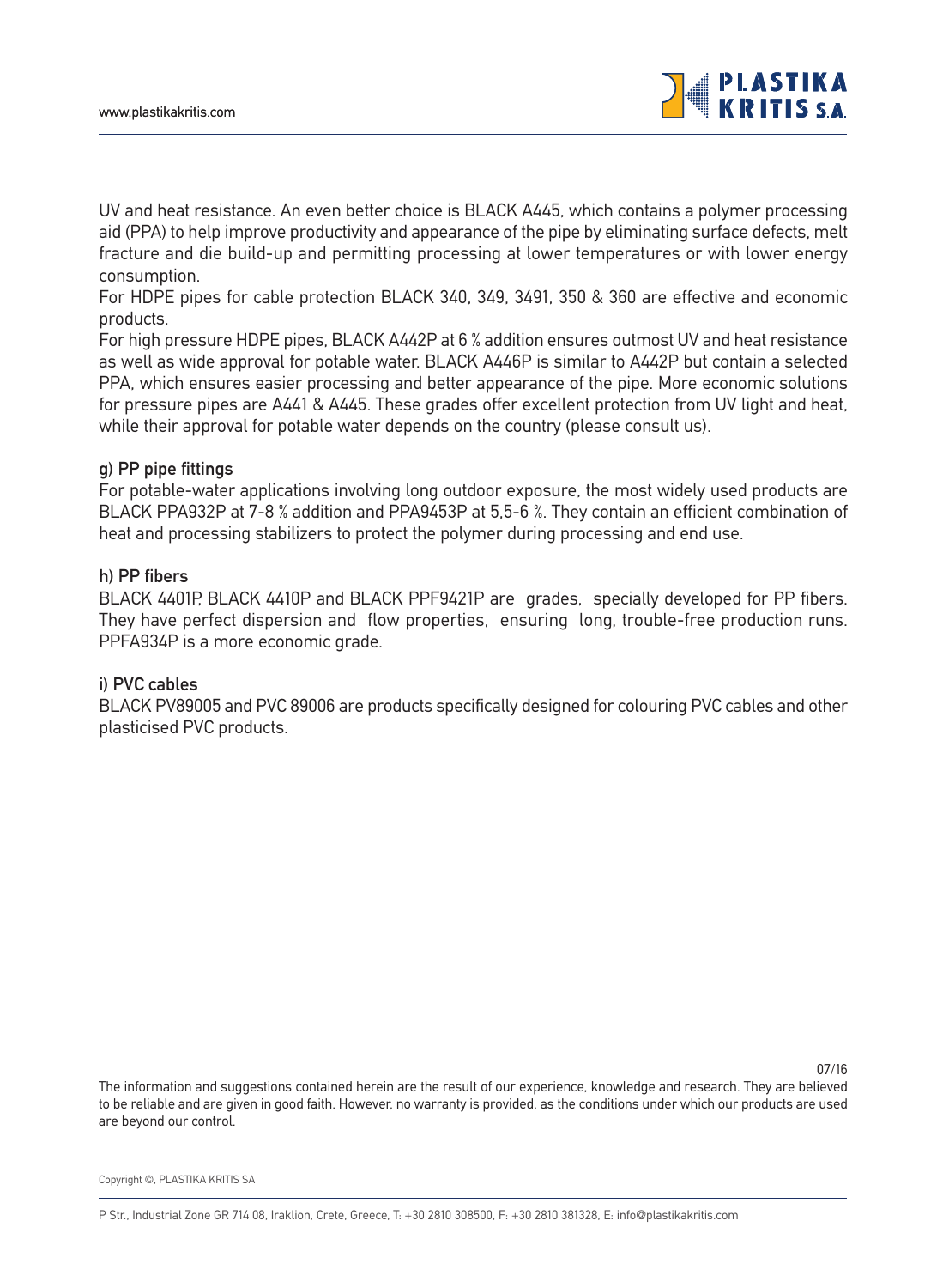UV and heat resistance. An even better choice is BLACK A445, which contains a polymer processing aid (PPA) to help improve productivity and appearance of the pipe by eliminating surface defects, melt fracture and die build-up and permitting processing at lower temperatures or with lower energy consumption.

For HDPE pipes for cable protection BLACK 340, 349, 3491, 350 & 360 are effective and economic products.

For high pressure HDPE pipes, BLACK A442P at 6 % addition ensures outmost UV and heat resistance as well as wide approval for potable water. BLACK A446P is similar to A442P but contain a selected PPA, which ensures easier processing and better appearance of the pipe. More economic solutions for pressure pipes are A441 & A445. These grades offer excellent protection from UV light and heat, while their approval for potable water depends on the country (please consult us).

### g) PP pipe fittings

For potable-water applications involving long outdoor exposure, the most widely used products are BLACK PPA932P at 7-8 % addition and PPA9453P at 5,5-6 %. They contain an efficient combination of heat and processing stabilizers to protect the polymer during processing and end use.

### h) PP fibers

BLACK 4401P, BLACK 4410P and BLACK PPF9421P are grades, specially developed for PP fibers. They have perfect dispersion and flow properties, ensuring long, trouble-free production runs. PPFA934P is a more economic grade.

### i) PVC cables

BLACK PV89005 and PVC 89006 are products specifically designed for colouring PVC cables and other plasticised PVC products.

07/16

The information and suggestions contained herein are the result of our experience, knowledge and research. They are believed to be reliable and are given in good faith. However, no warranty is provided, as the conditions under which our products are used are beyond our control.